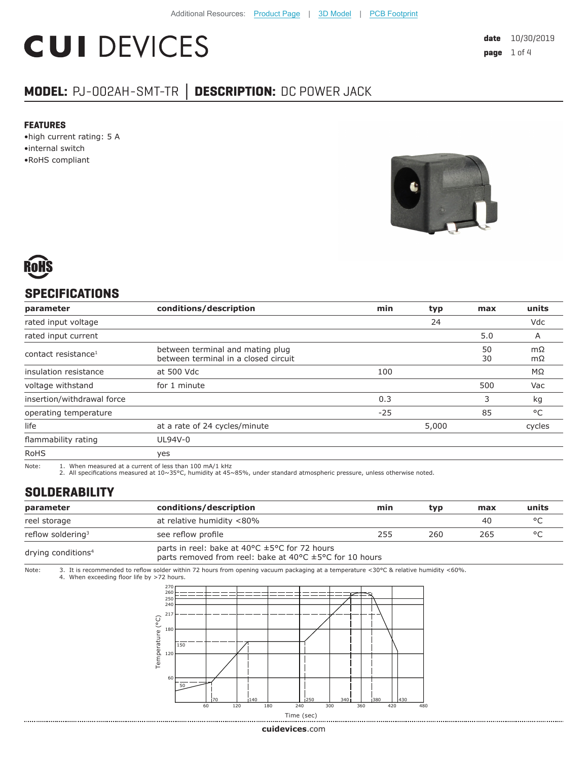Additional Resources: Product Page | 3D Model | PCB Footprint

# CUI DEVICES

**date** 10/30/2019

**MODEL:** PJ-002AH-SMT-TR | **DESCRIPTION:** DC POWER JACK

### FEATURES

- high current rating: 5 A
- internal switch
- RoHS compliant

## SPECIFICATIONS

| parameter | conditions/description | min | typ | max | units |
|---|---|---|---|---|---|
| rated input voltage | | | 24 | | Vdc |
| rated input current | | | | 5.0 | A |
| contact resistance[1] | between terminal and mating plug<br>between terminal in a closed circuit | | | 50<br>30 | mΩ<br>mΩ |
| insulation resistance | at 500 Vdc | 100 | | | MΩ |
| voltage withstand | for 1 minute | | | 500 | Vac |
| insertion/withdrawal force | | 0.3 | | 3 | kg |
| operating temperature | | -25 | | 85 | °C |
| life | at a rate of 24 cycles/minute | | 5,000 | | cycles |
| flammability rating | UL94V-0 | | | | |
| RoHS | yes | | | | |

Note: 1. When measured at a current of less than 100 mA/1 kHz
2. All specifications measured at 10~35°C, humidity at 45~85%, under standard atmospheric pressure, unless otherwise noted.

## SOLDERABILITY

| parameter | conditions/description | min | typ | max | units |
|---|---|---|---|---|---|
| reel storage | at relative humidity <80% | | | 40 | °C |
| reflow soldering[3] | see reflow profile | 255 | 260 | 265 | °C |
| drying conditions[4] | parts in reel: bake at 40°C ±5°C for 72 hours<br>parts removed from reel: bake at 40°C ±5°C for 10 hours | | | | |

Note: 3. It is recommended to reflow solder within 72 hours from opening vacuum packaging at a temperature <30°C & relative humidity <60%.
4. When exceeding floor life by >72 hours.

Temperature (°C) vs. Time (sec) reflow profile: Temperature axis 60, 120, 180, 217, 240, 250, 260, 270; labels 50, 150. Time axis 60, 120, 180, 240, 300, 360, 420, 480; markers 70, 140, 250, 340, 380, 430.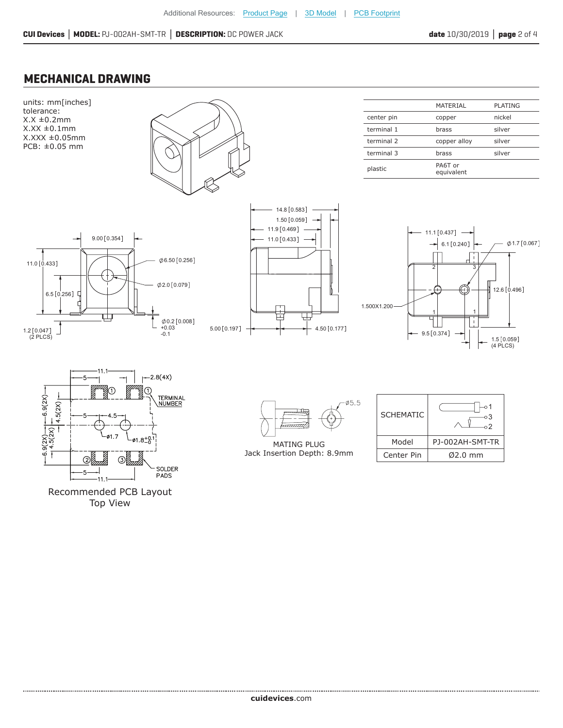## MECHANICAL DRAWING

units: mm[inches]
tolerance:
X.X ±0.2mm
X.XX ±0.1mm
X.XXX ±0.05mm
PCB: ±0.05 mm

| | MATERIAL | PLATING |
|---|---|---|
| center pin | copper | nickel |
| terminal 1 | brass | silver |
| terminal 2 | copper alloy | silver |
| terminal 3 | brass | silver |
| plastic | PA6T or equivalent | |

9.00 [0.354]
11.0 [0.433]
6.5 [0.256]
1.2 [0.047] (2 PLCS)
Ø6.50 [0.256]
Ø2.0 [0.079]
Ø0.2 [0.008] +0.03 -0.1

14.8 [0.583]
1.50 [0.059]
11.9 [0.469]
11.0 [0.433]
5.00 [0.197]
4.50 [0.177]

11.1 [0.437]
6.1 [0.240]
Ø1.7 [0.067]
12.6 [0.496]
1.500X1.200
9.5 [0.374]
1.5 [0.059] (4 PLCS)

Recommended PCB Layout
Top View

MATING PLUG
Jack Insertion Depth: 8.9mm

| SCHEMATIC | |
|---|---|
| Model | PJ-002AH-SMT-TR |
| Center Pin | Ø2.0 mm |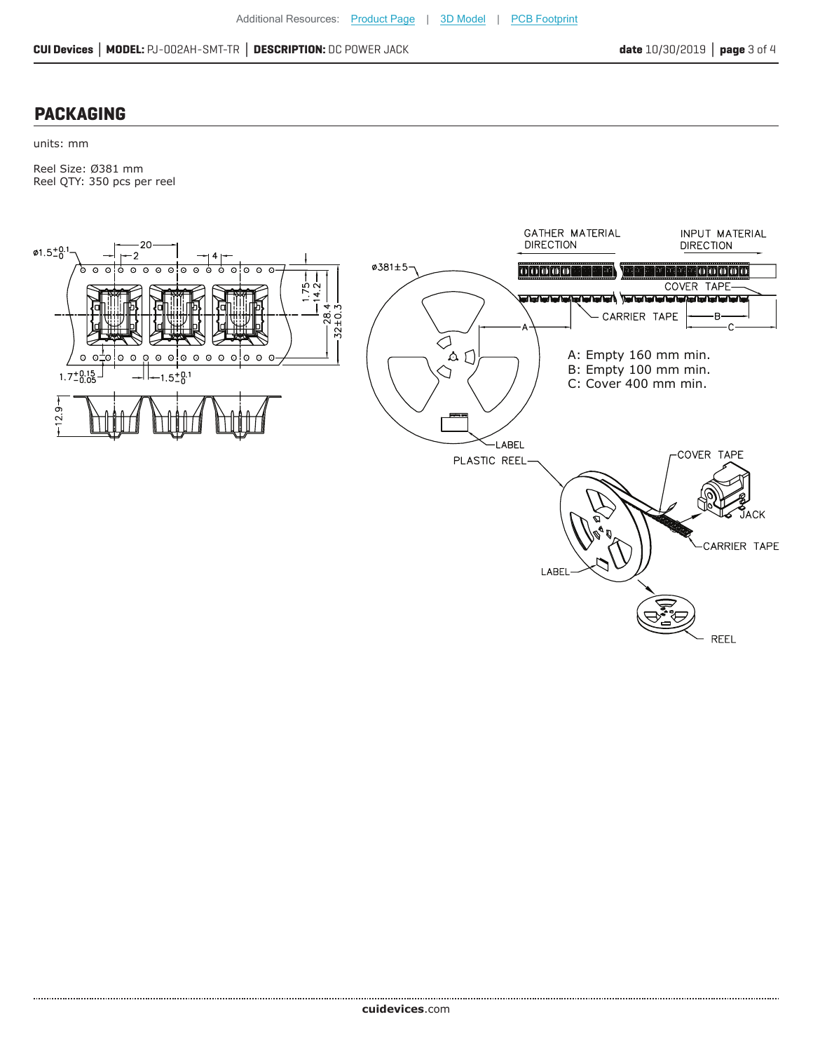## PACKAGING

units: mm

Reel Size: Ø381 mm
Reel QTY: 350 pcs per reel

A: Empty 160 mm min.
B: Empty 100 mm min.
C: Cover 400 mm min.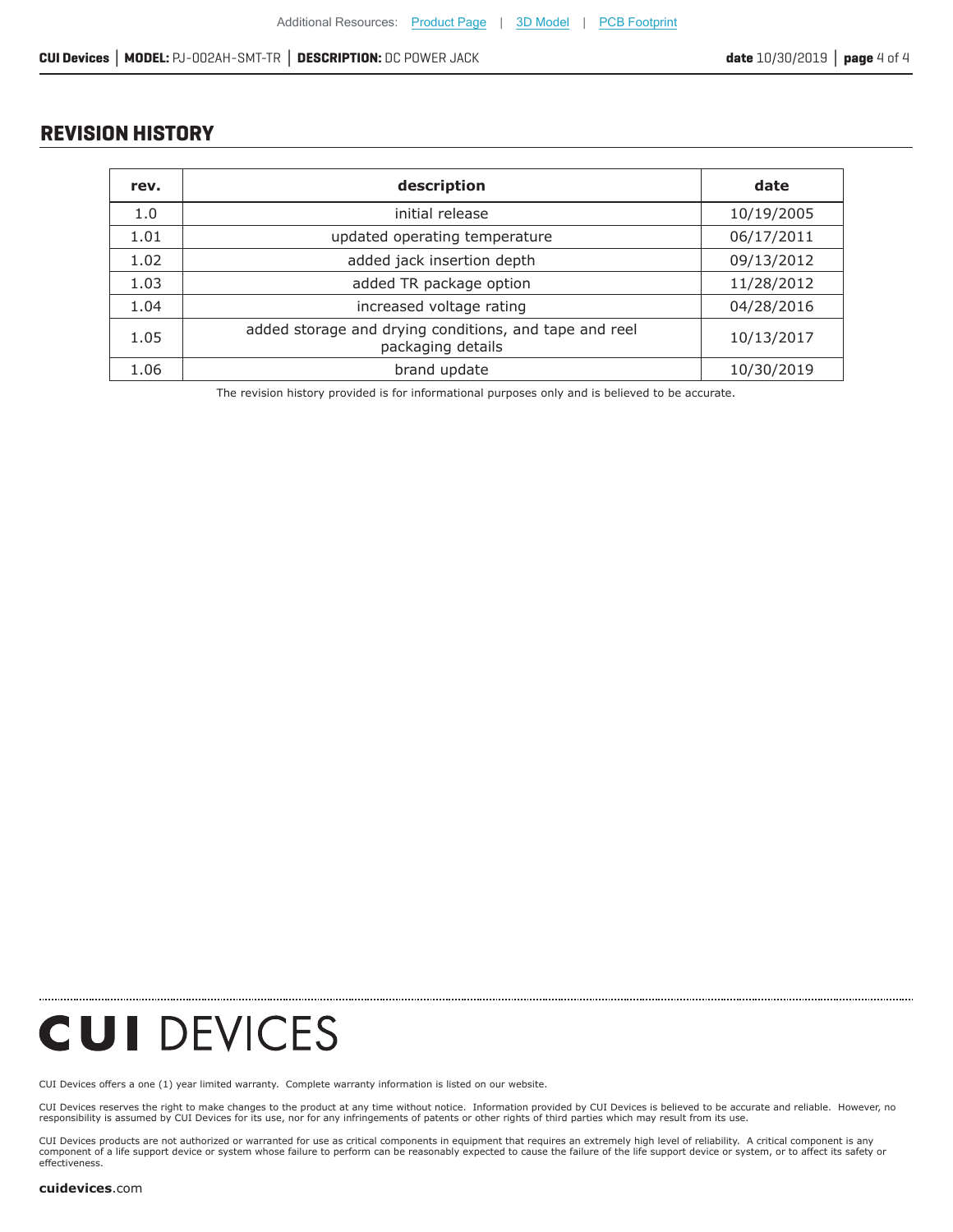## REVISION HISTORY

| rev. | description | date |
| --- | --- | --- |
| 1.0 | initial release | 10/19/2005 |
| 1.01 | updated operating temperature | 06/17/2011 |
| 1.02 | added jack insertion depth | 09/13/2012 |
| 1.03 | added TR package option | 11/28/2012 |
| 1.04 | increased voltage rating | 04/28/2016 |
| 1.05 | added storage and drying conditions, and tape and reel packaging details | 10/13/2017 |
| 1.06 | brand update | 10/30/2019 |

The revision history provided is for informational purposes only and is believed to be accurate.

**CUI DEVICES**

CUI Devices offers a one (1) year limited warranty. Complete warranty information is listed on our website.

CUI Devices reserves the right to make changes to the product at any time without notice. Information provided by CUI Devices is believed to be accurate and reliable. However, no responsibility is assumed by CUI Devices for its use, nor for any infringements of patents or other rights of third parties which may result from its use.

CUI Devices products are not authorized or warranted for use as critical components in equipment that requires an extremely high level of reliability. A critical component is any component of a life support device or system whose failure to perform can be reasonably expected to cause the failure of the life support device or system, or to affect its safety or effectiveness.

**cuidevices**.com